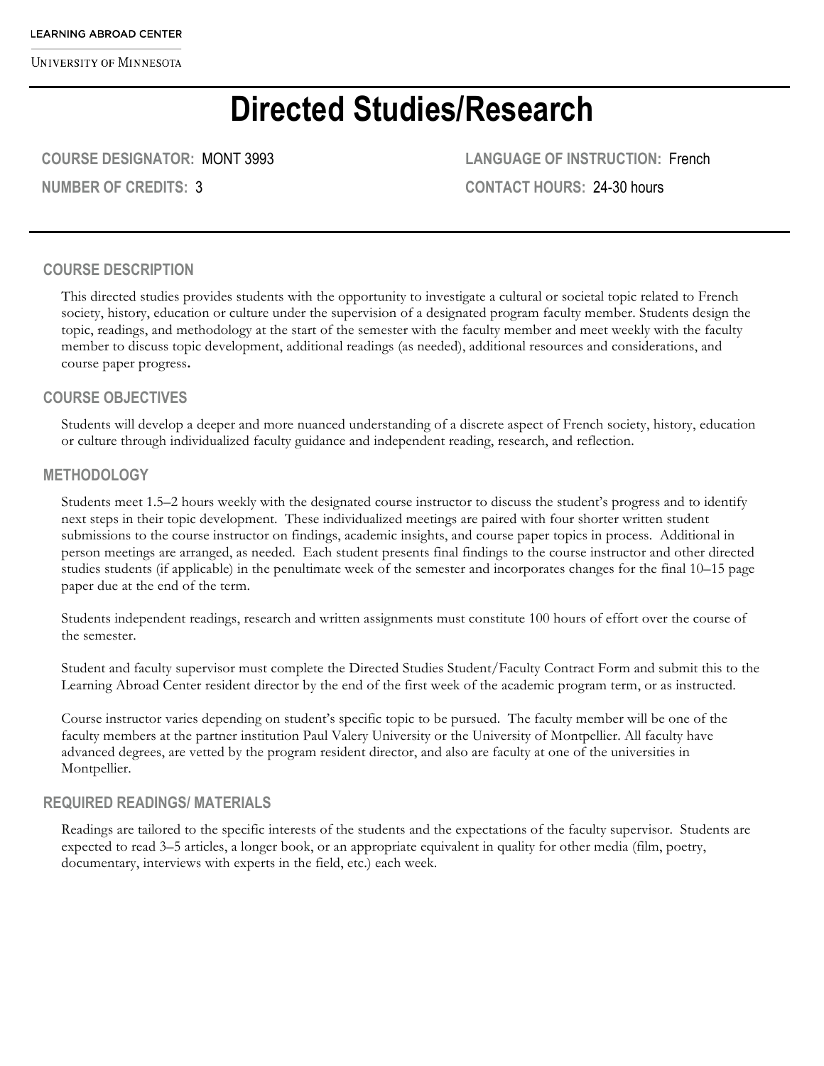LEARNING ABROAD CENTER

UNIVERSITY OF MINNESOTA

# Directed Studies/Research

**COURSE DESIGNATOR:** MONT 3993

**NUMBER OF CREDITS:** 3

**LANGUAGE OF INSTRUCTION:** French

**CONTACT HOURS:** 24-30 hours

## COURSE DESCRIPTION

This directed studies provides students with the opportunity to investigate a cultural or societal topic related to French society, history, education or culture under the supervision of a designated program faculty member. Students design the topic, readings, and methodology at the start of the semester with the faculty member and meet weekly with the faculty member to discuss topic development, additional readings (as needed), additional resources and considerations, and course paper progress.

## COURSE OBJECTIVES

Students will develop a deeper and more nuanced understanding of a discrete aspect of French society, history, education or culture through individualized faculty guidance and independent reading, research, and reflection.

## METHODOLOGY

Students meet 1.5–2 hours weekly with the designated course instructor to discuss the student's progress and to identify next steps in their topic development. These individualized meetings are paired with four shorter written student submissions to the course instructor on findings, academic insights, and course paper topics in process. Additional in person meetings are arranged, as needed. Each student presents final findings to the course instructor and other directed studies students (if applicable) in the penultimate week of the semester and incorporates changes for the final 10–15 page paper due at the end of the term.

Students independent readings, research and written assignments must constitute 100 hours of effort over the course of the semester.

Student and faculty supervisor must complete the Directed Studies Student/Faculty Contract Form and submit this to the Learning Abroad Center resident director by the end of the first week of the academic program term, or as instructed.

Course instructor varies depending on student's specific topic to be pursued. The faculty member will be one of the faculty members at the partner institution Paul Valery University or the University of Montpellier. All faculty have advanced degrees, are vetted by the program resident director, and also are faculty at one of the universities in Montpellier.

## REQUIRED READINGS/ MATERIALS

Readings are tailored to the specific interests of the students and the expectations of the faculty supervisor. Students are expected to read 3–5 articles, a longer book, or an appropriate equivalent in quality for other media (film, poetry, documentary, interviews with experts in the field, etc.) each week.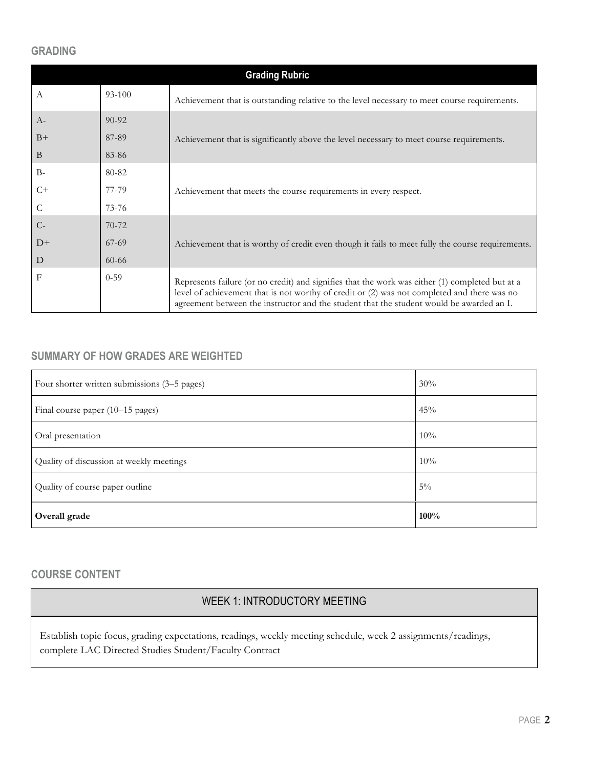## GRADING

| Grading Rubric | | |
|---|---|---|
| A | 93-100 | Achievement that is outstanding relative to the level necessary to meet course requirements. |
| A-<br>B+<br>B | 90-92<br>87-89<br>83-86 | Achievement that is significantly above the level necessary to meet course requirements. |
| B-<br>C+<br>C | 80-82<br>77-79<br>73-76 | Achievement that meets the course requirements in every respect. |
| C-<br>D+<br>D | 70-72<br>67-69<br>60-66 | Achievement that is worthy of credit even though it fails to meet fully the course requirements. |
| F | 0-59 | Represents failure (or no credit) and signifies that the work was either (1) completed but at a level of achievement that is not worthy of credit or (2) was not completed and there was no agreement between the instructor and the student that the student would be awarded an I. |

## SUMMARY OF HOW GRADES ARE WEIGHTED

| | |
|---|---|
| Four shorter written submissions (3–5 pages) | 30% |
| Final course paper (10–15 pages) | 45% |
| Oral presentation | 10% |
| Quality of discussion at weekly meetings | 10% |
| Quality of course paper outline | 5% |
| **Overall grade** | **100%** |

## COURSE CONTENT

### WEEK 1: INTRODUCTORY MEETING

Establish topic focus, grading expectations, readings, weekly meeting schedule, week 2 assignments/readings, complete LAC Directed Studies Student/Faculty Contract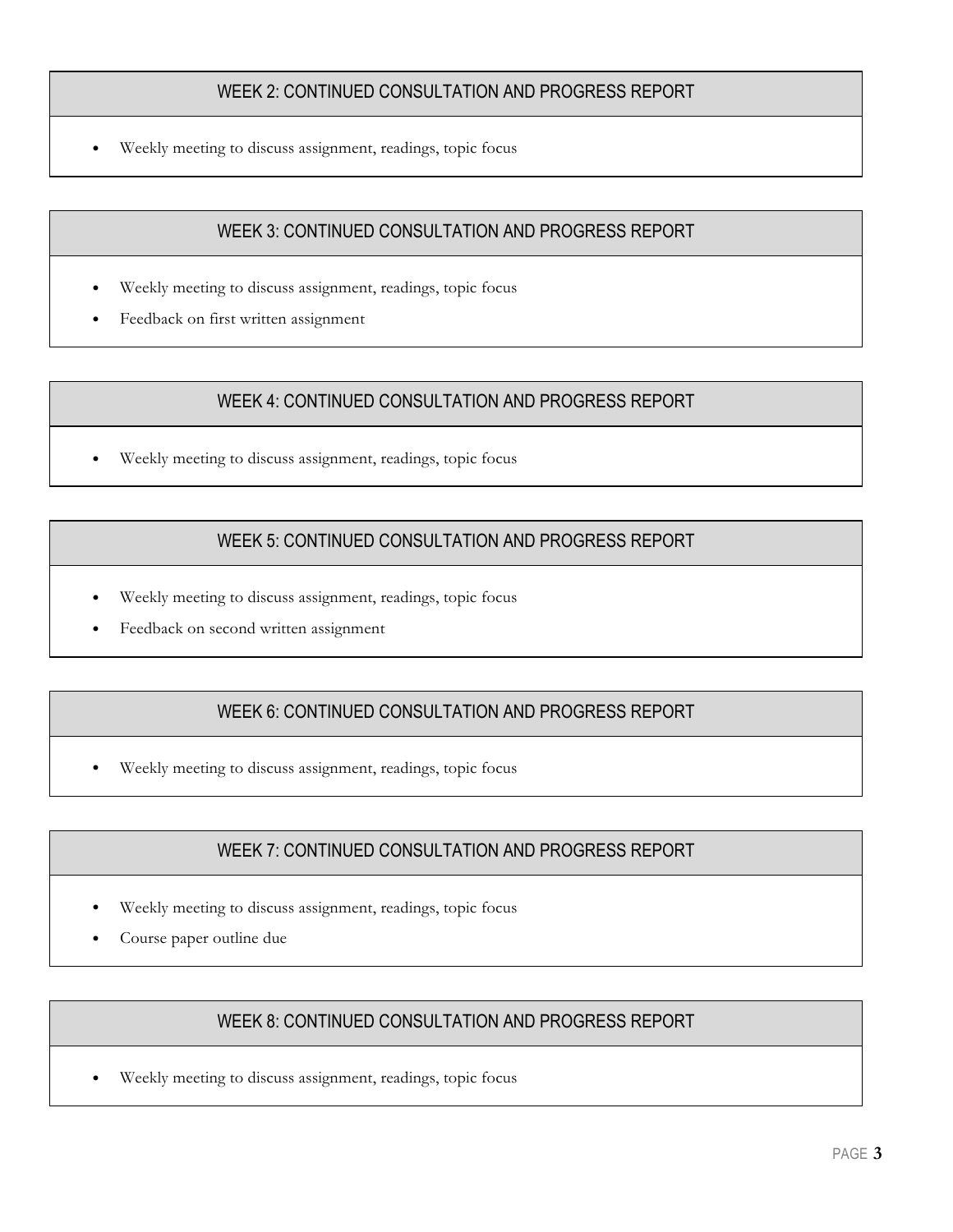## WEEK 2: CONTINUED CONSULTATION AND PROGRESS REPORT

- Weekly meeting to discuss assignment, readings, topic focus

## WEEK 3: CONTINUED CONSULTATION AND PROGRESS REPORT

- Weekly meeting to discuss assignment, readings, topic focus
- Feedback on first written assignment

## WEEK 4: CONTINUED CONSULTATION AND PROGRESS REPORT

- Weekly meeting to discuss assignment, readings, topic focus

## WEEK 5: CONTINUED CONSULTATION AND PROGRESS REPORT

- Weekly meeting to discuss assignment, readings, topic focus
- Feedback on second written assignment

## WEEK 6: CONTINUED CONSULTATION AND PROGRESS REPORT

- Weekly meeting to discuss assignment, readings, topic focus

## WEEK 7: CONTINUED CONSULTATION AND PROGRESS REPORT

- Weekly meeting to discuss assignment, readings, topic focus
- Course paper outline due

## WEEK 8: CONTINUED CONSULTATION AND PROGRESS REPORT

- Weekly meeting to discuss assignment, readings, topic focus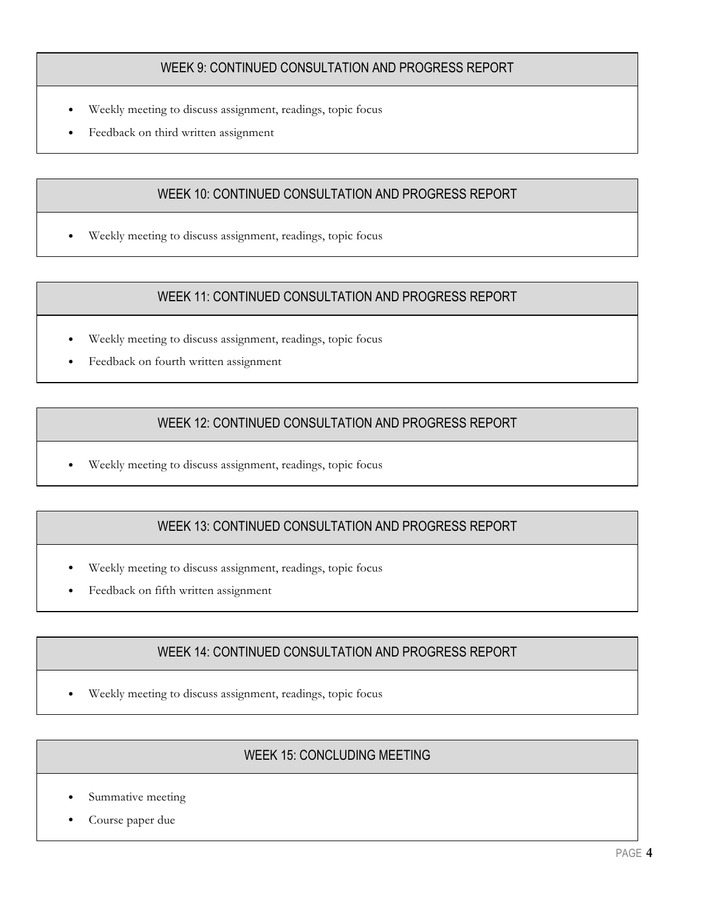## WEEK 9: CONTINUED CONSULTATION AND PROGRESS REPORT

- Weekly meeting to discuss assignment, readings, topic focus
- Feedback on third written assignment

## WEEK 10: CONTINUED CONSULTATION AND PROGRESS REPORT

- Weekly meeting to discuss assignment, readings, topic focus

## WEEK 11: CONTINUED CONSULTATION AND PROGRESS REPORT

- Weekly meeting to discuss assignment, readings, topic focus
- Feedback on fourth written assignment

## WEEK 12: CONTINUED CONSULTATION AND PROGRESS REPORT

- Weekly meeting to discuss assignment, readings, topic focus

## WEEK 13: CONTINUED CONSULTATION AND PROGRESS REPORT

- Weekly meeting to discuss assignment, readings, topic focus
- Feedback on fifth written assignment

## WEEK 14: CONTINUED CONSULTATION AND PROGRESS REPORT

- Weekly meeting to discuss assignment, readings, topic focus

## WEEK 15: CONCLUDING MEETING

- Summative meeting
- Course paper due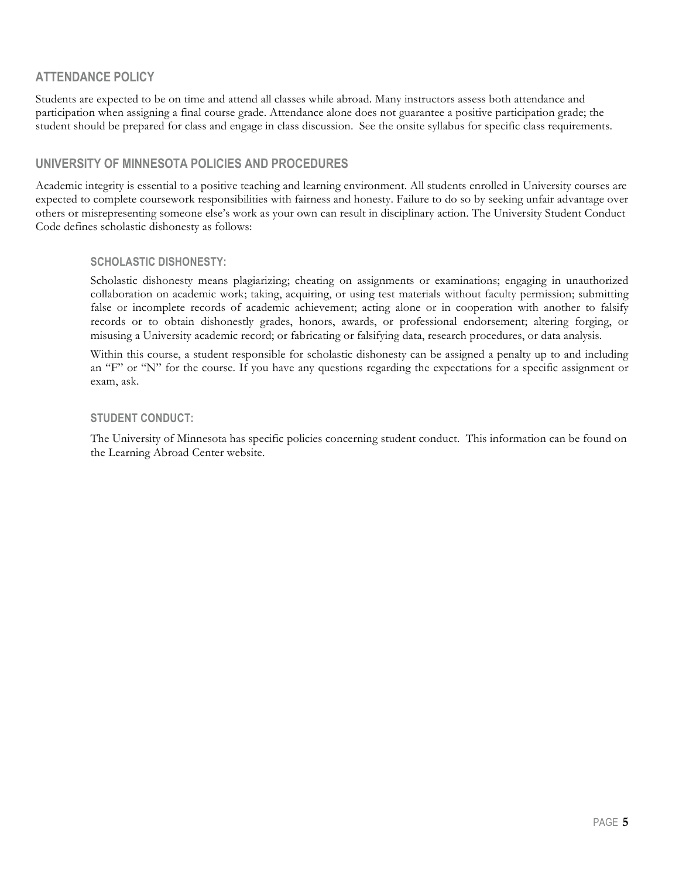## ATTENDANCE POLICY

Students are expected to be on time and attend all classes while abroad. Many instructors assess both attendance and participation when assigning a final course grade. Attendance alone does not guarantee a positive participation grade; the student should be prepared for class and engage in class discussion. See the onsite syllabus for specific class requirements.

## UNIVERSITY OF MINNESOTA POLICIES AND PROCEDURES

Academic integrity is essential to a positive teaching and learning environment. All students enrolled in University courses are expected to complete coursework responsibilities with fairness and honesty. Failure to do so by seeking unfair advantage over others or misrepresenting someone else's work as your own can result in disciplinary action. The University Student Conduct Code defines scholastic dishonesty as follows:

### SCHOLASTIC DISHONESTY:

Scholastic dishonesty means plagiarizing; cheating on assignments or examinations; engaging in unauthorized collaboration on academic work; taking, acquiring, or using test materials without faculty permission; submitting false or incomplete records of academic achievement; acting alone or in cooperation with another to falsify records or to obtain dishonestly grades, honors, awards, or professional endorsement; altering forging, or misusing a University academic record; or fabricating or falsifying data, research procedures, or data analysis.

Within this course, a student responsible for scholastic dishonesty can be assigned a penalty up to and including an "F" or "N" for the course. If you have any questions regarding the expectations for a specific assignment or exam, ask.

### STUDENT CONDUCT:

The University of Minnesota has specific policies concerning student conduct. This information can be found on the Learning Abroad Center website.